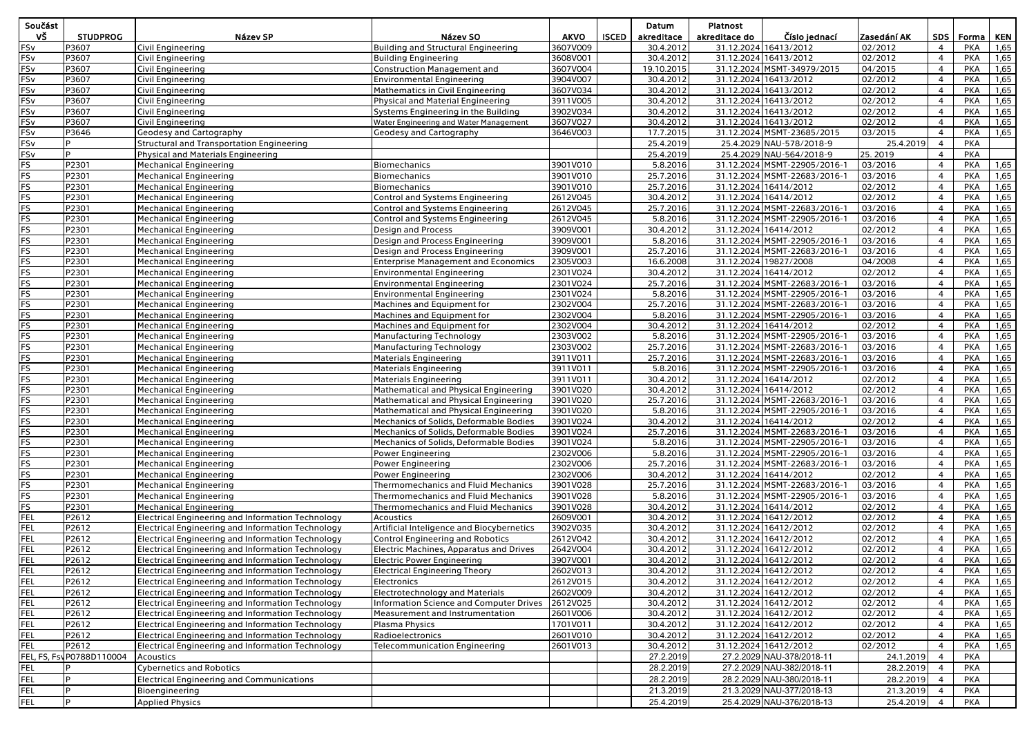| Součást VŠ | STUDPROG | Název SP | Název SO | AKVO | ISCED | Datum akreditace | Platnost akreditace do | Číslo jednací | Zasedání AK | SDS | Forma | KEN |
|---|---|---|---|---|---|---|---|---|---|---|---|---|
| FSv | P3607 | Civil Engineering | Building and Structural Engineering | 3607V009 | | 30.4.2012 | 31.12.2024 | 16413/2012 | 02/2012 | 4 | PKA | 1,65 |
| FSv | P3607 | Civil Engineering | Building Engineering | 3608V001 | | 30.4.2012 | 31.12.2024 | 16413/2012 | 02/2012 | 4 | PKA | 1,65 |
| FSv | P3607 | Civil Engineering | Construction Management and | 3607V004 | | 19.10.2015 | 31.12.2024 | MSMT-34979/2015 | 04/2015 | 4 | PKA | 1,65 |
| FSv | P3607 | Civil Engineering | Environmental Engineering | 3904V007 | | 30.4.2012 | 31.12.2024 | 16413/2012 | 02/2012 | 4 | PKA | 1,65 |
| FSv | P3607 | Civil Engineering | Mathematics in Civil Engineering | 3607V034 | | 30.4.2012 | 31.12.2024 | 16413/2012 | 02/2012 | 4 | PKA | 1,65 |
| FSv | P3607 | Civil Engineering | Physical and Material Engineering | 3911V005 | | 30.4.2012 | 31.12.2024 | 16413/2012 | 02/2012 | 4 | PKA | 1,65 |
| FSv | P3607 | Civil Engineering | Systems Engineering in the Building | 3902V034 | | 30.4.2012 | 31.12.2024 | 16413/2012 | 02/2012 | 4 | PKA | 1,65 |
| FSv | P3607 | Civil Engineering | Water Engineering and Water Management | 3607V027 | | 30.4.2012 | 31.12.2024 | 16413/2012 | 02/2012 | 4 | PKA | 1,65 |
| FSv | P3646 | Geodesy and Cartography | Geodesy and Cartography | 3646V003 | | 17.7.2015 | 31.12.2024 | MSMT-23685/2015 | 03/2015 | 4 | PKA | 1,65 |
| FSv | P | Structural and Transportation Engineering | | | | 25.4.2019 | 25.4.2029 | NAU-578/2018-9 | 25.4.2019 | 4 | PKA | |
| FSv | P | Physical and Materials Engineering | | | | 25.4.2019 | 25.4.2029 | NAU-564/2018-9 | 25. 2019 | 4 | PKA | |
| FS | P2301 | Mechanical Engineering | Biomechanics | 3901V010 | | 5.8.2016 | 31.12.2024 | MSMT-22905/2016-1 | 03/2016 | 4 | PKA | 1,65 |
| FS | P2301 | Mechanical Engineering | Biomechanics | 3901V010 | | 25.7.2016 | 31.12.2024 | MSMT-22683/2016-1 | 03/2016 | 4 | PKA | 1,65 |
| FS | P2301 | Mechanical Engineering | Biomechanics | 3901V010 | | 25.7.2016 | 31.12.2024 | 16414/2012 | 02/2012 | 4 | PKA | 1,65 |
| FS | P2301 | Mechanical Engineering | Control and Systems Engineering | 2612V045 | | 30.4.2012 | 31.12.2024 | 16414/2012 | 02/2012 | 4 | PKA | 1,65 |
| FS | P2301 | Mechanical Engineering | Control and Systems Engineering | 2612V045 | | 25.7.2016 | 31.12.2024 | MSMT-22683/2016-1 | 03/2016 | 4 | PKA | 1,65 |
| FS | P2301 | Mechanical Engineering | Control and Systems Engineering | 2612V045 | | 5.8.2016 | 31.12.2024 | MSMT-22905/2016-1 | 03/2016 | 4 | PKA | 1,65 |
| FS | P2301 | Mechanical Engineering | Design and Process | 3909V001 | | 30.4.2012 | 31.12.2024 | 16414/2012 | 02/2012 | 4 | PKA | 1,65 |
| FS | P2301 | Mechanical Engineering | Design and Process Engineering | 3909V001 | | 5.8.2016 | 31.12.2024 | MSMT-22905/2016-1 | 03/2016 | 4 | PKA | 1,65 |
| FS | P2301 | Mechanical Engineering | Design and Process Engineering | 3909V001 | | 25.7.2016 | 31.12.2024 | MSMT-22683/2016-1 | 03/2016 | 4 | PKA | 1,65 |
| FS | P2301 | Mechanical Engineering | Enterprise Management and Economics | 2305V003 | | 16.6.2008 | 31.12.2024 | 19827/2008 | 04/2008 | 4 | PKA | 1,65 |
| FS | P2301 | Mechanical Engineering | Environmental Engineering | 2301V024 | | 30.4.2012 | 31.12.2024 | 16414/2012 | 02/2012 | 4 | PKA | 1,65 |
| FS | P2301 | Mechanical Engineering | Environmental Engineering | 2301V024 | | 25.7.2016 | 31.12.2024 | MSMT-22683/2016-1 | 03/2016 | 4 | PKA | 1,65 |
| FS | P2301 | Mechanical Engineering | Environmental Engineering | 2301V024 | | 5.8.2016 | 31.12.2024 | MSMT-22905/2016-1 | 03/2016 | 4 | PKA | 1,65 |
| FS | P2301 | Mechanical Engineering | Machines and Equipment for | 2302V004 | | 25.7.2016 | 31.12.2024 | MSMT-22683/2016-1 | 03/2016 | 4 | PKA | 1,65 |
| FS | P2301 | Mechanical Engineering | Machines and Equipment for | 2302V004 | | 5.8.2016 | 31.12.2024 | MSMT-22905/2016-1 | 03/2016 | 4 | PKA | 1,65 |
| FS | P2301 | Mechanical Engineering | Machines and Equipment for | 2302V004 | | 30.4.2012 | 31.12.2024 | 16414/2012 | 02/2012 | 4 | PKA | 1,65 |
| FS | P2301 | Mechanical Engineering | Manufacturing Technology | 2303V002 | | 5.8.2016 | 31.12.2024 | MSMT-22905/2016-1 | 03/2016 | 4 | PKA | 1,65 |
| FS | P2301 | Mechanical Engineering | Manufacturing Technology | 2303V002 | | 25.7.2016 | 31.12.2024 | MSMT-22683/2016-1 | 03/2016 | 4 | PKA | 1,65 |
| FS | P2301 | Mechanical Engineering | Materials Engineering | 3911V011 | | 25.7.2016 | 31.12.2024 | MSMT-22683/2016-1 | 03/2016 | 4 | PKA | 1,65 |
| FS | P2301 | Mechanical Engineering | Materials Engineering | 3911V011 | | 5.8.2016 | 31.12.2024 | MSMT-22905/2016-1 | 03/2016 | 4 | PKA | 1,65 |
| FS | P2301 | Mechanical Engineering | Materials Engineering | 3911V011 | | 30.4.2012 | 31.12.2024 | 16414/2012 | 02/2012 | 4 | PKA | 1,65 |
| FS | P2301 | Mechanical Engineering | Mathematical and Physical Engineering | 3901V020 | | 30.4.2012 | 31.12.2024 | 16414/2012 | 02/2012 | 4 | PKA | 1,65 |
| FS | P2301 | Mechanical Engineering | Mathematical and Physical Engineering | 3901V020 | | 25.7.2016 | 31.12.2024 | MSMT-22683/2016-1 | 03/2016 | 4 | PKA | 1,65 |
| FS | P2301 | Mechanical Engineering | Mathematical and Physical Engineering | 3901V020 | | 5.8.2016 | 31.12.2024 | MSMT-22905/2016-1 | 03/2016 | 4 | PKA | 1,65 |
| FS | P2301 | Mechanical Engineering | Mechanics of Solids, Deformable Bodies | 3901V024 | | 30.4.2012 | 31.12.2024 | 16414/2012 | 02/2012 | 4 | PKA | 1,65 |
| FS | P2301 | Mechanical Engineering | Mechanics of Solids, Deformable Bodies | 3901V024 | | 25.7.2016 | 31.12.2024 | MSMT-22683/2016-1 | 03/2016 | 4 | PKA | 1,65 |
| FS | P2301 | Mechanical Engineering | Mechanics of Solids, Deformable Bodies | 3901V024 | | 5.8.2016 | 31.12.2024 | MSMT-22905/2016-1 | 03/2016 | 4 | PKA | 1,65 |
| FS | P2301 | Mechanical Engineering | Power Engineering | 2302V006 | | 5.8.2016 | 31.12.2024 | MSMT-22905/2016-1 | 03/2016 | 4 | PKA | 1,65 |
| FS | P2301 | Mechanical Engineering | Power Engineering | 2302V006 | | 25.7.2016 | 31.12.2024 | MSMT-22683/2016-1 | 03/2016 | 4 | PKA | 1,65 |
| FS | P2301 | Mechanical Engineering | Power Engineering | 2302V006 | | 30.4.2012 | 31.12.2024 | 16414/2012 | 02/2012 | 4 | PKA | 1,65 |
| FS | P2301 | Mechanical Engineering | Thermomechanics and Fluid Mechanics | 3901V028 | | 25.7.2016 | 31.12.2024 | MSMT-22683/2016-1 | 03/2016 | 4 | PKA | 1,65 |
| FS | P2301 | Mechanical Engineering | Thermomechanics and Fluid Mechanics | 3901V028 | | 5.8.2016 | 31.12.2024 | MSMT-22905/2016-1 | 03/2016 | 4 | PKA | 1,65 |
| FS | P2301 | Mechanical Engineering | Thermomechanics and Fluid Mechanics | 3901V028 | | 30.4.2012 | 31.12.2024 | 16414/2012 | 02/2012 | 4 | PKA | 1,65 |
| FEL | P2612 | Electrical Engineering and Information Technology | Acoustics | 2609V001 | | 30.4.2012 | 31.12.2024 | 16412/2012 | 02/2012 | 4 | PKA | 1,65 |
| FEL | P2612 | Electrical Engineering and Information Technology | Artificial Inteligence and Biocybernetics | 3902V035 | | 30.4.2012 | 31.12.2024 | 16412/2012 | 02/2012 | 4 | PKA | 1,65 |
| FEL | P2612 | Electrical Engineering and Information Technology | Control Engineering and Robotics | 2612V042 | | 30.4.2012 | 31.12.2024 | 16412/2012 | 02/2012 | 4 | PKA | 1,65 |
| FEL | P2612 | Electrical Engineering and Information Technology | Electric Machines, Apparatus and Drives | 2642V004 | | 30.4.2012 | 31.12.2024 | 16412/2012 | 02/2012 | 4 | PKA | 1,65 |
| FEL | P2612 | Electrical Engineering and Information Technology | Electric Power Engineering | 3907V001 | | 30.4.2012 | 31.12.2024 | 16412/2012 | 02/2012 | 4 | PKA | 1,65 |
| FEL | P2612 | Electrical Engineering and Information Technology | Electrical Engineering Theory | 2602V013 | | 30.4.2012 | 31.12.2024 | 16412/2012 | 02/2012 | 4 | PKA | 1,65 |
| FEL | P2612 | Electrical Engineering and Information Technology | Electronics | 2612V015 | | 30.4.2012 | 31.12.2024 | 16412/2012 | 02/2012 | 4 | PKA | 1,65 |
| FEL | P2612 | Electrical Engineering and Information Technology | Electrotechnology and Materials | 2602V009 | | 30.4.2012 | 31.12.2024 | 16412/2012 | 02/2012 | 4 | PKA | 1,65 |
| FEL | P2612 | Electrical Engineering and Information Technology | Information Science and Computer Drives | 2612V025 | | 30.4.2012 | 31.12.2024 | 16412/2012 | 02/2012 | 4 | PKA | 1,65 |
| FEL | P2612 | Electrical Engineering and Information Technology | Measurement and Instrumentation | 2601V006 | | 30.4.2012 | 31.12.2024 | 16412/2012 | 02/2012 | 4 | PKA | 1,65 |
| FEL | P2612 | Electrical Engineering and Information Technology | Plasma Physics | 1701V011 | | 30.4.2012 | 31.12.2024 | 16412/2012 | 02/2012 | 4 | PKA | 1,65 |
| FEL | P2612 | Electrical Engineering and Information Technology | Radioelectronics | 2601V010 | | 30.4.2012 | 31.12.2024 | 16412/2012 | 02/2012 | 4 | PKA | 1,65 |
| FEL | P2612 | Electrical Engineering and Information Technology | Telecommunication Engineering | 2601V013 | | 30.4.2012 | 31.12.2024 | 16412/2012 | 02/2012 | 4 | PKA | 1,65 |
| FEL, FS, FSv | P0788D110004 | Acoustics | | | | 27.2.2019 | 27.2.2029 | NAU-378/2018-11 | 24.1.2019 | 4 | PKA | |
| FEL | P | Cybernetics and Robotics | | | | 28.2.2019 | 27.2.2029 | NAU-382/2018-11 | 28.2.2019 | 4 | PKA | |
| FEL | P | Electrical Engineering and Communications | | | | 28.2.2019 | 28.2.2029 | NAU-380/2018-11 | 28.2.2019 | 4 | PKA | |
| FEL | P | Bioengineering | | | | 21.3.2019 | 21.3.2029 | NAU-377/2018-13 | 21.3.2019 | 4 | PKA | |
| FEL | P | Applied Physics | | | | 25.4.2019 | 25.4.2029 | NAU-376/2018-13 | 25.4.2019 | 4 | PKA | |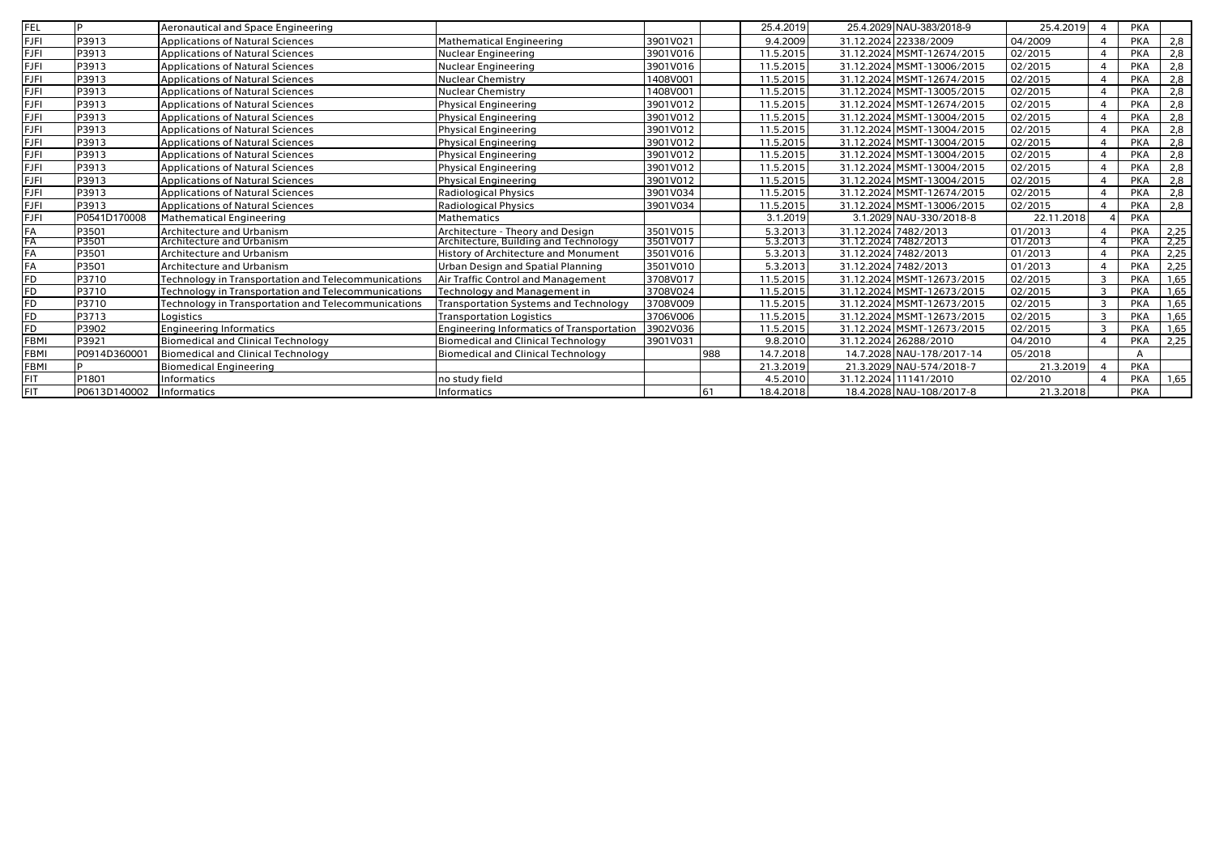| | | | | | | | | | | | | |
|---|---|---|---|---|---|---|---|---|---|---|---|---|
| FEL | P | Aeronautical and Space Engineering | | | | 25.4.2019 | 25.4.2029 | NAU-383/2018-9 | 25.4.2019 | 4 | PKA | |
| FJFI | P3913 | Applications of Natural Sciences | Mathematical Engineering | 3901V021 | | 9.4.2009 | 31.12.2024 | 22338/2009 | 04/2009 | 4 | PKA | 2,8 |
| FJFI | P3913 | Applications of Natural Sciences | Nuclear Engineering | 3901V016 | | 11.5.2015 | 31.12.2024 | MSMT-12674/2015 | 02/2015 | 4 | PKA | 2,8 |
| FJFI | P3913 | Applications of Natural Sciences | Nuclear Engineering | 3901V016 | | 11.5.2015 | 31.12.2024 | MSMT-13006/2015 | 02/2015 | 4 | PKA | 2,8 |
| FJFI | P3913 | Applications of Natural Sciences | Nuclear Chemistry | 1408V001 | | 11.5.2015 | 31.12.2024 | MSMT-12674/2015 | 02/2015 | 4 | PKA | 2,8 |
| FJFI | P3913 | Applications of Natural Sciences | Nuclear Chemistry | 1408V001 | | 11.5.2015 | 31.12.2024 | MSMT-13005/2015 | 02/2015 | 4 | PKA | 2,8 |
| FJFI | P3913 | Applications of Natural Sciences | Physical Engineering | 3901V012 | | 11.5.2015 | 31.12.2024 | MSMT-12674/2015 | 02/2015 | 4 | PKA | 2,8 |
| FJFI | P3913 | Applications of Natural Sciences | Physical Engineering | 3901V012 | | 11.5.2015 | 31.12.2024 | MSMT-13004/2015 | 02/2015 | 4 | PKA | 2,8 |
| FJFI | P3913 | Applications of Natural Sciences | Physical Engineering | 3901V012 | | 11.5.2015 | 31.12.2024 | MSMT-13004/2015 | 02/2015 | 4 | PKA | 2,8 |
| FJFI | P3913 | Applications of Natural Sciences | Physical Engineering | 3901V012 | | 11.5.2015 | 31.12.2024 | MSMT-13004/2015 | 02/2015 | 4 | PKA | 2,8 |
| FJFI | P3913 | Applications of Natural Sciences | Physical Engineering | 3901V012 | | 11.5.2015 | 31.12.2024 | MSMT-13004/2015 | 02/2015 | 4 | PKA | 2,8 |
| FJFI | P3913 | Applications of Natural Sciences | Physical Engineering | 3901V012 | | 11.5.2015 | 31.12.2024 | MSMT-13004/2015 | 02/2015 | 4 | PKA | 2,8 |
| FJFI | P3913 | Applications of Natural Sciences | Physical Engineering | 3901V012 | | 11.5.2015 | 31.12.2024 | MSMT-13004/2015 | 02/2015 | 4 | PKA | 2,8 |
| FJFI | P3913 | Applications of Natural Sciences | Radiological Physics | 3901V034 | | 11.5.2015 | 31.12.2024 | MSMT-12674/2015 | 02/2015 | 4 | PKA | 2,8 |
| FJFI | P3913 | Applications of Natural Sciences | Radiological Physics | 3901V034 | | 11.5.2015 | 31.12.2024 | MSMT-13006/2015 | 02/2015 | 4 | PKA | 2,8 |
| FJFI | P0541D170008 | Mathematical Engineering | Mathematics | | | 3.1.2019 | 3.1.2029 | NAU-330/2018-8 | 22.11.2018 | 4 | PKA | |
| FA | P3501 | Architecture and Urbanism | Architecture - Theory and Design | 3501V015 | | 5.3.2013 | 31.12.2024 | 7482/2013 | 01/2013 | 4 | PKA | 2,25 |
| FA | P3501 | Architecture and Urbanism | Architecture, Building and Technology | 3501V017 | | 5.3.2013 | 31.12.2024 | 7482/2013 | 01/2013 | 4 | PKA | 2,25 |
| FA | P3501 | Architecture and Urbanism | History of Architecture and Monument | 3501V016 | | 5.3.2013 | 31.12.2024 | 7482/2013 | 01/2013 | 4 | PKA | 2,25 |
| FA | P3501 | Architecture and Urbanism | Urban Design and Spatial Planning | 3501V010 | | 5.3.2013 | 31.12.2024 | 7482/2013 | 01/2013 | 4 | PKA | 2,25 |
| FD | P3710 | Technology in Transportation and Telecommunications | Air Traffic Control and Management | 3708V017 | | 11.5.2015 | 31.12.2024 | MSMT-12673/2015 | 02/2015 | 3 | PKA | 1,65 |
| FD | P3710 | Technology in Transportation and Telecommunications | Technology and Management in | 3708V024 | | 11.5.2015 | 31.12.2024 | MSMT-12673/2015 | 02/2015 | 3 | PKA | 1,65 |
| FD | P3710 | Technology in Transportation and Telecommunications | Transportation Systems and Technology | 3708V009 | | 11.5.2015 | 31.12.2024 | MSMT-12673/2015 | 02/2015 | 3 | PKA | 1,65 |
| FD | P3713 | Logistics | Transportation Logistics | 3706V006 | | 11.5.2015 | 31.12.2024 | MSMT-12673/2015 | 02/2015 | 3 | PKA | 1,65 |
| FD | P3902 | Engineering Informatics | Engineering Informatics of Transportation | 3902V036 | | 11.5.2015 | 31.12.2024 | MSMT-12673/2015 | 02/2015 | 3 | PKA | 1,65 |
| FBMI | P3921 | Biomedical and Clinical Technology | Biomedical and Clinical Technology | 3901V031 | | 9.8.2010 | 31.12.2024 | 26288/2010 | 04/2010 | 4 | PKA | 2,25 |
| FBMI | P0914D360001 | Biomedical and Clinical Technology | Biomedical and Clinical Technology | | 988 | 14.7.2018 | 14.7.2028 | NAU-178/2017-14 | 05/2018 | | A | |
| FBMI | P | Biomedical Engineering | | | | 21.3.2019 | 21.3.2029 | NAU-574/2018-7 | 21.3.2019 | 4 | PKA | |
| FIT | P1801 | Informatics | no study field | | | 4.5.2010 | 31.12.2024 | 11141/2010 | 02/2010 | 4 | PKA | 1,65 |
| FIT | P0613D140002 | Informatics | Informatics | | 61 | 18.4.2018 | 18.4.2028 | NAU-108/2017-8 | 21.3.2018 | | PKA | |